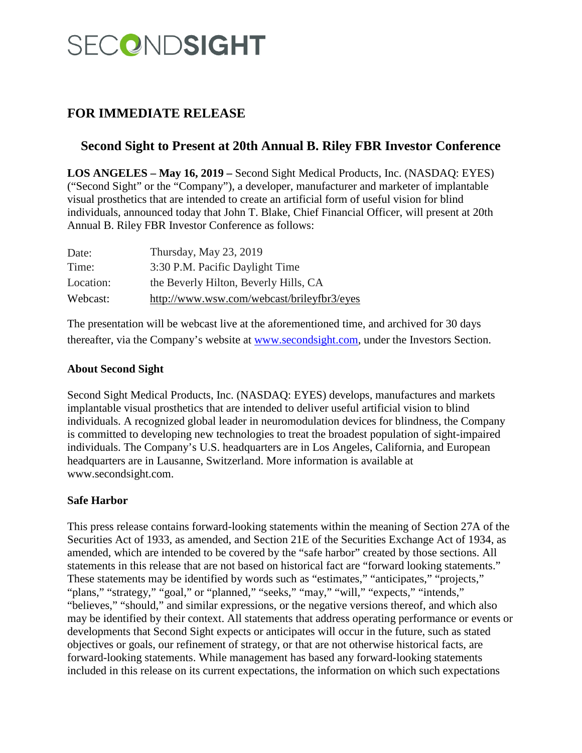SECONDSIGHT

## FOR IMMEDIATE RELEASE

### Second Sight to Present at 20th Annual B. Riley FBR Investor Conference

**LOS ANGELES – May 16, 2019 –** Second Sight Medical Products, Inc. (NASDAQ: EYES) ("Second Sight" or the "Company"), a developer, manufacturer and marketer of implantable visual prosthetics that are intended to create an artificial form of useful vision for blind individuals, announced today that John T. Blake, Chief Financial Officer, will present at 20th Annual B. Riley FBR Investor Conference as follows:

| | |
|---|---|
| Date: | Thursday, May 23, 2019 |
| Time: | 3:30 P.M. Pacific Daylight Time |
| Location: | the Beverly Hilton, Beverly Hills, CA |
| Webcast: | http://www.wsw.com/webcast/brileyfbr3/eyes |

The presentation will be webcast live at the aforementioned time, and archived for 30 days thereafter, via the Company's website at www.secondsight.com, under the Investors Section.

**About Second Sight**

Second Sight Medical Products, Inc. (NASDAQ: EYES) develops, manufactures and markets implantable visual prosthetics that are intended to deliver useful artificial vision to blind individuals. A recognized global leader in neuromodulation devices for blindness, the Company is committed to developing new technologies to treat the broadest population of sight-impaired individuals. The Company's U.S. headquarters are in Los Angeles, California, and European headquarters are in Lausanne, Switzerland. More information is available at www.secondsight.com.

**Safe Harbor**

This press release contains forward-looking statements within the meaning of Section 27A of the Securities Act of 1933, as amended, and Section 21E of the Securities Exchange Act of 1934, as amended, which are intended to be covered by the "safe harbor" created by those sections. All statements in this release that are not based on historical fact are "forward looking statements." These statements may be identified by words such as "estimates," "anticipates," "projects," "plans," "strategy," "goal," or "planned," "seeks," "may," "will," "expects," "intends," "believes," "should," and similar expressions, or the negative versions thereof, and which also may be identified by their context. All statements that address operating performance or events or developments that Second Sight expects or anticipates will occur in the future, such as stated objectives or goals, our refinement of strategy, or that are not otherwise historical facts, are forward-looking statements. While management has based any forward-looking statements included in this release on its current expectations, the information on which such expectations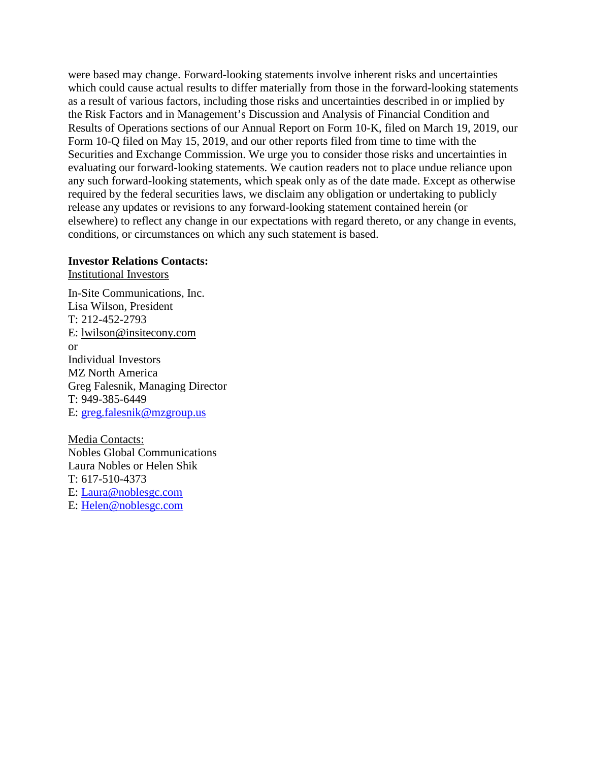were based may change. Forward-looking statements involve inherent risks and uncertainties which could cause actual results to differ materially from those in the forward-looking statements as a result of various factors, including those risks and uncertainties described in or implied by the Risk Factors and in Management's Discussion and Analysis of Financial Condition and Results of Operations sections of our Annual Report on Form 10-K, filed on March 19, 2019, our Form 10-Q filed on May 15, 2019, and our other reports filed from time to time with the Securities and Exchange Commission. We urge you to consider those risks and uncertainties in evaluating our forward-looking statements. We caution readers not to place undue reliance upon any such forward-looking statements, which speak only as of the date made. Except as otherwise required by the federal securities laws, we disclaim any obligation or undertaking to publicly release any updates or revisions to any forward-looking statement contained herein (or elsewhere) to reflect any change in our expectations with regard thereto, or any change in events, conditions, or circumstances on which any such statement is based.

**Investor Relations Contacts:**
Institutional Investors

In-Site Communications, Inc.
Lisa Wilson, President
T: 212-452-2793
E: lwilson@insitecony.com
or
Individual Investors
MZ North America
Greg Falesnik, Managing Director
T: 949-385-6449
E: greg.falesnik@mzgroup.us

Media Contacts:
Nobles Global Communications
Laura Nobles or Helen Shik
T: 617-510-4373
E: Laura@noblesgc.com
E: Helen@noblesgc.com